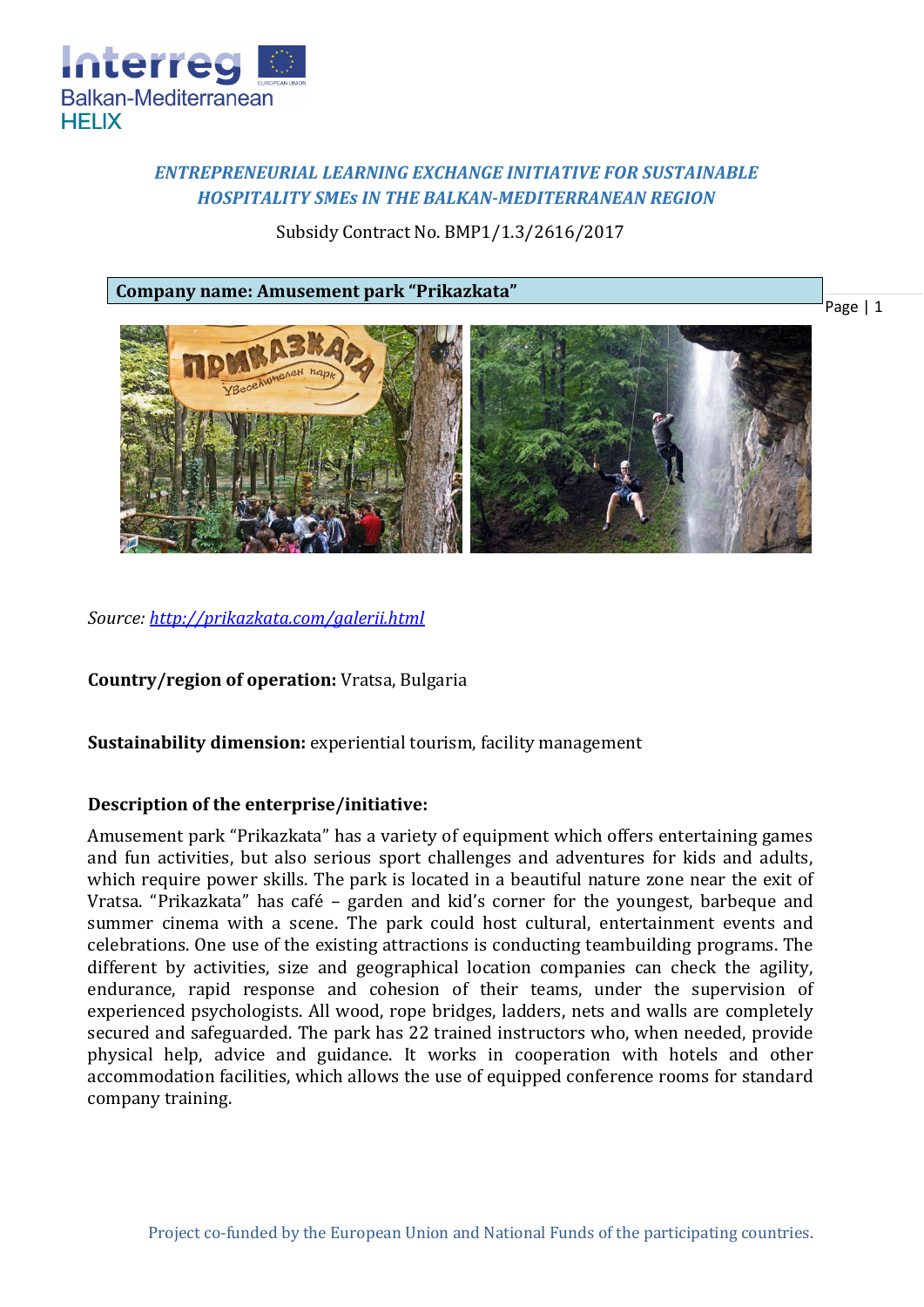*ENTREPRENEURIAL LEARNING EXCHANGE INITIATIVE FOR SUSTAINABLE HOSPITALITY SMEs IN THE BALKAN-MEDITERRANEAN REGION*

Subsidy Contract No. BMP1/1.3/2616/2017

**Company name: Amusement park "Prikazkata"**

*Source: http://prikazkata.com/galerii.html*

**Country/region of operation:** Vratsa, Bulgaria

**Sustainability dimension:** experiential tourism, facility management

**Description of the enterprise/initiative:**

Amusement park "Prikazkata" has a variety of equipment which offers entertaining games and fun activities, but also serious sport challenges and adventures for kids and adults, which require power skills. The park is located in a beautiful nature zone near the exit of Vratsa. "Prikazkata" has café – garden and kid's corner for the youngest, barbeque and summer cinema with a scene. The park could host cultural, entertainment events and celebrations. One use of the existing attractions is conducting teambuilding programs. The different by activities, size and geographical location companies can check the agility, endurance, rapid response and cohesion of their teams, under the supervision of experienced psychologists. All wood, rope bridges, ladders, nets and walls are completely secured and safeguarded. The park has 22 trained instructors who, when needed, provide physical help, advice and guidance. It works in cooperation with hotels and other accommodation facilities, which allows the use of equipped conference rooms for standard company training.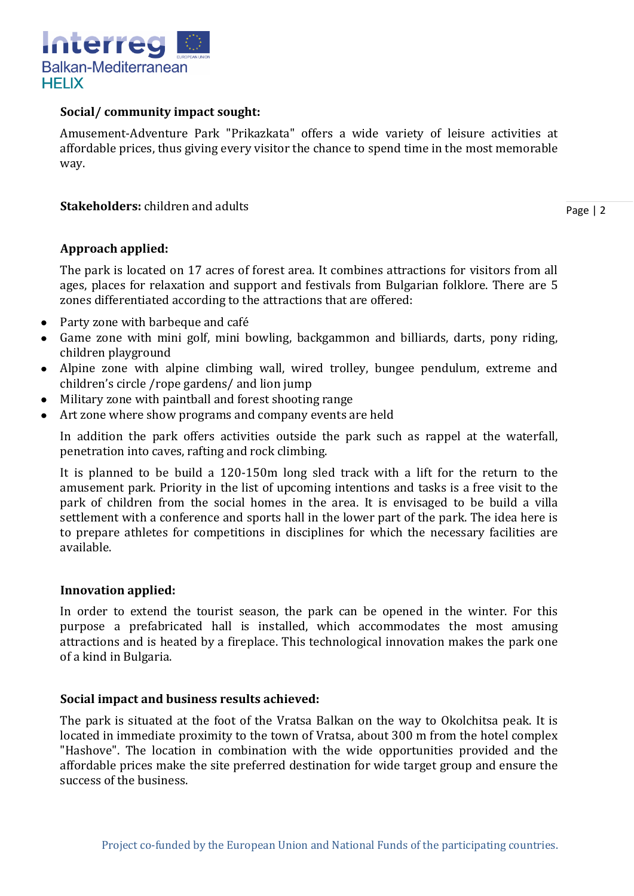**Social/ community impact sought:**

Amusement-Adventure Park "Prikazkata" offers a wide variety of leisure activities at affordable prices, thus giving every visitor the chance to spend time in the most memorable way.

**Stakeholders:** children and adults

**Approach applied:**

The park is located on 17 acres of forest area. It combines attractions for visitors from all ages, places for relaxation and support and festivals from Bulgarian folklore. There are 5 zones differentiated according to the attractions that are offered:

- Party zone with barbeque and café
- Game zone with mini golf, mini bowling, backgammon and billiards, darts, pony riding, children playground
- Alpine zone with alpine climbing wall, wired trolley, bungee pendulum, extreme and children's circle /rope gardens/ and lion jump
- Military zone with paintball and forest shooting range
- Art zone where show programs and company events are held

In addition the park offers activities outside the park such as rappel at the waterfall, penetration into caves, rafting and rock climbing.

It is planned to be build a 120-150m long sled track with a lift for the return to the amusement park. Priority in the list of upcoming intentions and tasks is a free visit to the park of children from the social homes in the area. It is envisaged to be build a villa settlement with a conference and sports hall in the lower part of the park. The idea here is to prepare athletes for competitions in disciplines for which the necessary facilities are available.

**Innovation applied:**

In order to extend the tourist season, the park can be opened in the winter. For this purpose a prefabricated hall is installed, which accommodates the most amusing attractions and is heated by a fireplace. This technological innovation makes the park one of a kind in Bulgaria.

**Social impact and business results achieved:**

The park is situated at the foot of the Vratsa Balkan on the way to Okolchitsa peak. It is located in immediate proximity to the town of Vratsa, about 300 m from the hotel complex "Hashove". The location in combination with the wide opportunities provided and the affordable prices make the site preferred destination for wide target group and ensure the success of the business.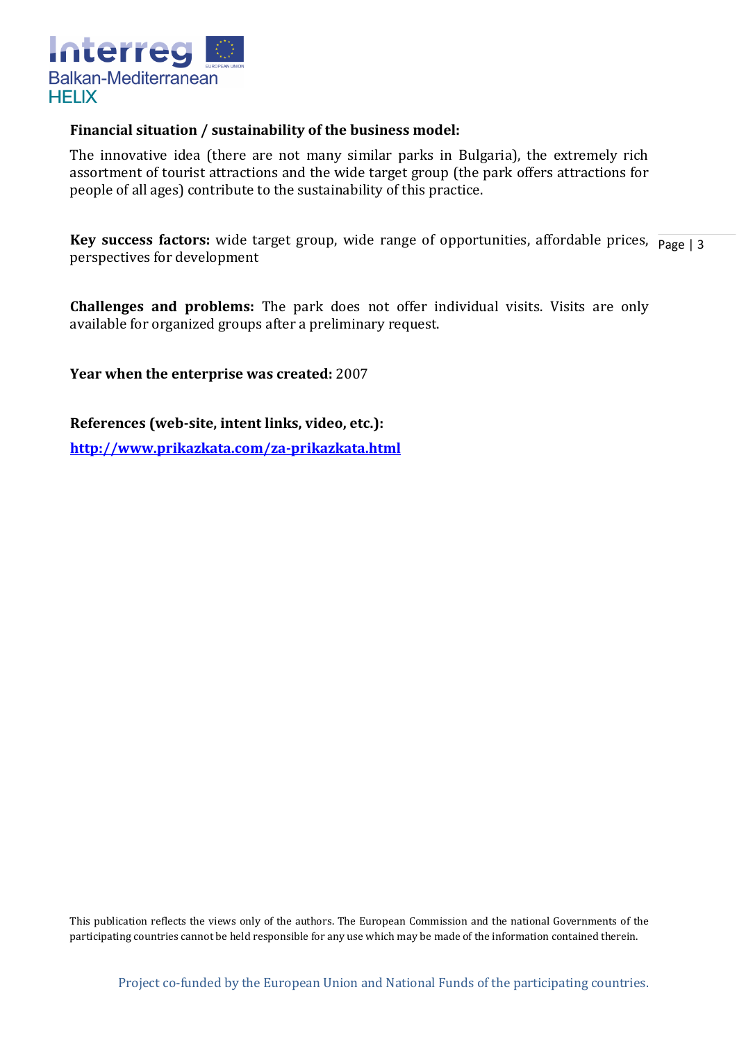**Financial situation / sustainability of the business model:**

The innovative idea (there are not many similar parks in Bulgaria), the extremely rich assortment of tourist attractions and the wide target group (the park offers attractions for people of all ages) contribute to the sustainability of this practice.

**Key success factors:** wide target group, wide range of opportunities, affordable prices, perspectives for development

**Challenges and problems:** The park does not offer individual visits. Visits are only available for organized groups after a preliminary request.

**Year when the enterprise was created:** 2007

**References (web-site, intent links, video, etc.):**

**http://www.prikazkata.com/za-prikazkata.html**

This publication reflects the views only of the authors. The European Commission and the national Governments of the participating countries cannot be held responsible for any use which may be made of the information contained therein.

Project co-funded by the European Union and National Funds of the participating countries.